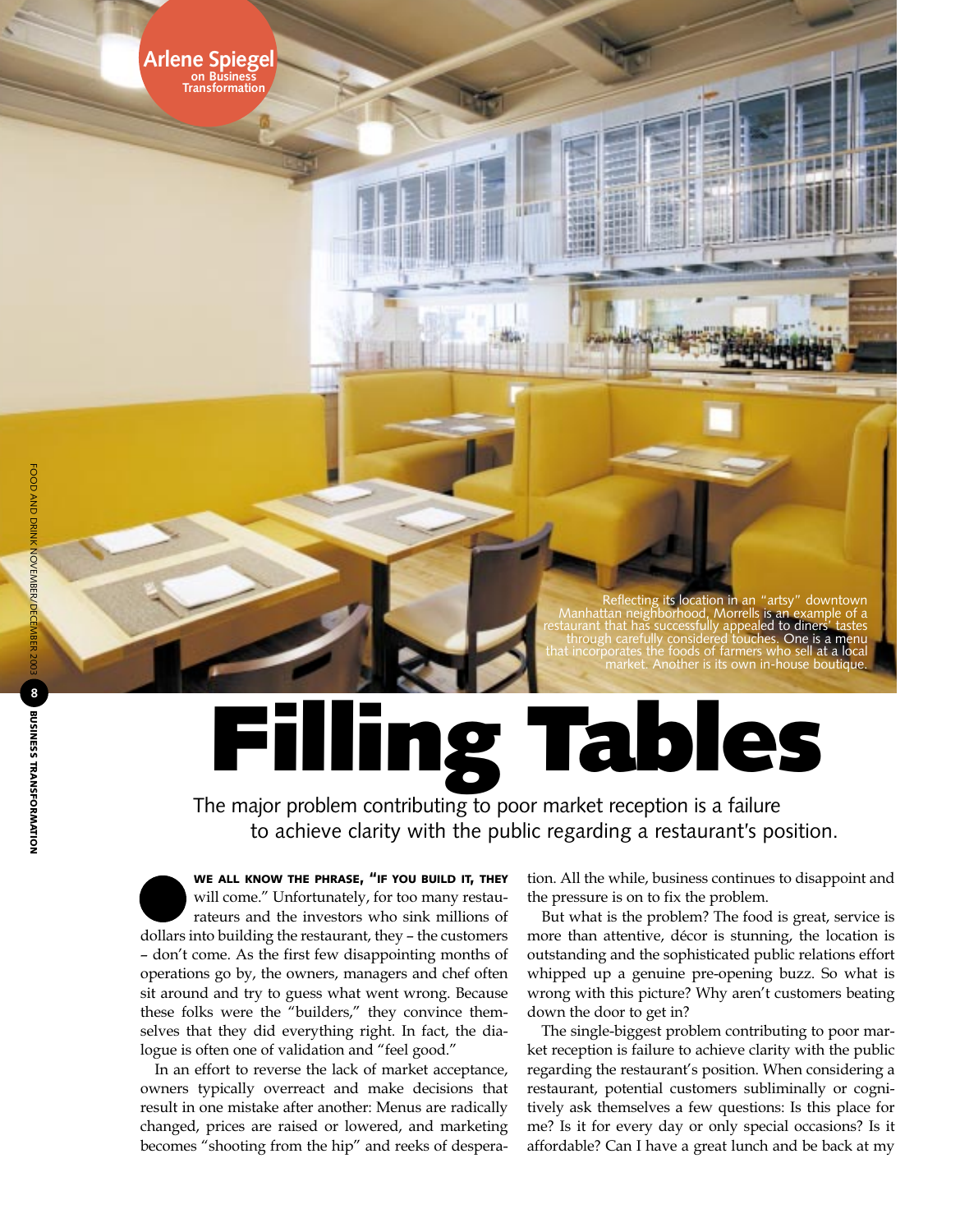Arlene Spiegel on Business Transformation

Reflecting its location in an "artsy" downtown Manhattan neighborhood, Morrells is an example of a restaurant that has successfully appealed to diners' tastes through carefully considered touches. One is a menu that incorporates the foods of farmers who sell at a local market. Another is its own in-house boutique.

# Filling Tables

The major problem contributing to poor market reception is a failure to achieve clarity with the public regarding a restaurant's position.

**WE ALL KNOW THE PHRASE, "IF YOU BUILD IT, THEY** will come." Unfortunately, for too many restaurateurs and the investors who sink millions of dollars into building the restaurant, they – the customers – don't come. As the first few disappointing months of operations go by, the owners, managers and chef often sit around and try to guess what went wrong. Because these folks were the "builders," they convince themselves that they did everything right. In fact, the dialogue is often one of validation and "feel good."

In an effort to reverse the lack of market acceptance, owners typically overreact and make decisions that result in one mistake after another: Menus are radically changed, prices are raised or lowered, and marketing becomes "shooting from the hip" and reeks of desperation. All the while, business continues to disappoint and the pressure is on to fix the problem.

But what is the problem? The food is great, service is more than attentive, décor is stunning, the location is outstanding and the sophisticated public relations effort whipped up a genuine pre-opening buzz. So what is wrong with this picture? Why aren't customers beating down the door to get in?

The single-biggest problem contributing to poor market reception is failure to achieve clarity with the public regarding the restaurant's position. When considering a restaurant, potential customers subliminally or cognitively ask themselves a few questions: Is this place for me? Is it for every day or only special occasions? Is it affordable? Can I have a great lunch and be back at my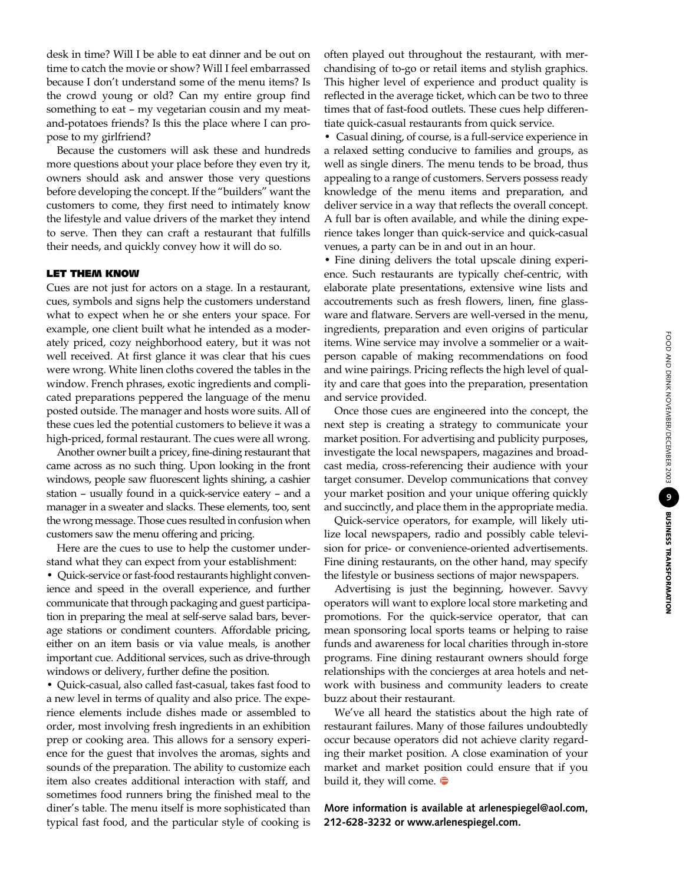desk in time? Will I be able to eat dinner and be out on time to catch the movie or show? Will I feel embarrassed because I don't understand some of the menu items? Is the crowd young or old? Can my entire group find something to eat – my vegetarian cousin and my meat-and-potatoes friends? Is this the place where I can propose to my girlfriend?

Because the customers will ask these and hundreds more questions about your place before they even try it, owners should ask and answer those very questions before developing the concept. If the "builders" want the customers to come, they first need to intimately know the lifestyle and value drivers of the market they intend to serve. Then they can craft a restaurant that fulfills their needs, and quickly convey how it will do so.

### LET THEM KNOW

Cues are not just for actors on a stage. In a restaurant, cues, symbols and signs help the customers understand what to expect when he or she enters your space. For example, one client built what he intended as a moderately priced, cozy neighborhood eatery, but it was not well received. At first glance it was clear that his cues were wrong. White linen cloths covered the tables in the window. French phrases, exotic ingredients and complicated preparations peppered the language of the menu posted outside. The manager and hosts wore suits. All of these cues led the potential customers to believe it was a high-priced, formal restaurant. The cues were all wrong.

Another owner built a pricey, fine-dining restaurant that came across as no such thing. Upon looking in the front windows, people saw fluorescent lights shining, a cashier station – usually found in a quick-service eatery – and a manager in a sweater and slacks. These elements, too, sent the wrong message. Those cues resulted in confusion when customers saw the menu offering and pricing.

Here are the cues to use to help the customer understand what they can expect from your establishment:

- Quick-service or fast-food restaurants highlight convenience and speed in the overall experience, and further communicate that through packaging and guest participation in preparing the meal at self-serve salad bars, beverage stations or condiment counters. Affordable pricing, either on an item basis or via value meals, is another important cue. Additional services, such as drive-through windows or delivery, further define the position.
- Quick-casual, also called fast-casual, takes fast food to a new level in terms of quality and also price. The experience elements include dishes made or assembled to order, most involving fresh ingredients in an exhibition prep or cooking area. This allows for a sensory experience for the guest that involves the aromas, sights and sounds of the preparation. The ability to customize each item also creates additional interaction with staff, and sometimes food runners bring the finished meal to the diner's table. The menu itself is more sophisticated than typical fast food, and the particular style of cooking is often played out throughout the restaurant, with merchandising of to-go or retail items and stylish graphics. This higher level of experience and product quality is reflected in the average ticket, which can be two to three times that of fast-food outlets. These cues help differentiate quick-casual restaurants from quick service.
- Casual dining, of course, is a full-service experience in a relaxed setting conducive to families and groups, as well as single diners. The menu tends to be broad, thus appealing to a range of customers. Servers possess ready knowledge of the menu items and preparation, and deliver service in a way that reflects the overall concept. A full bar is often available, and while the dining experience takes longer than quick-service and quick-casual venues, a party can be in and out in an hour.
- Fine dining delivers the total upscale dining experience. Such restaurants are typically chef-centric, with elaborate plate presentations, extensive wine lists and accoutrements such as fresh flowers, linen, fine glassware and flatware. Servers are well-versed in the menu, ingredients, preparation and even origins of particular items. Wine service may involve a sommelier or a waitperson capable of making recommendations on food and wine pairings. Pricing reflects the high level of quality and care that goes into the preparation, presentation and service provided.

Once those cues are engineered into the concept, the next step is creating a strategy to communicate your market position. For advertising and publicity purposes, investigate the local newspapers, magazines and broadcast media, cross-referencing their audience with your target consumer. Develop communications that convey your market position and your unique offering quickly and succinctly, and place them in the appropriate media.

Quick-service operators, for example, will likely utilize local newspapers, radio and possibly cable television for price- or convenience-oriented advertisements. Fine dining restaurants, on the other hand, may specify the lifestyle or business sections of major newspapers.

Advertising is just the beginning, however. Savvy operators will want to explore local store marketing and promotions. For the quick-service operator, that can mean sponsoring local sports teams or helping to raise funds and awareness for local charities through in-store programs. Fine dining restaurant owners should forge relationships with the concierges at area hotels and network with business and community leaders to create buzz about their restaurant.

We've all heard the statistics about the high rate of restaurant failures. Many of those failures undoubtedly occur because operators did not achieve clarity regarding their market position. A close examination of your market and market position could ensure that if you build it, they will come.

**More information is available at arlenespiegel@aol.com, 212-628-3232 or www.arlenespiegel.com.**